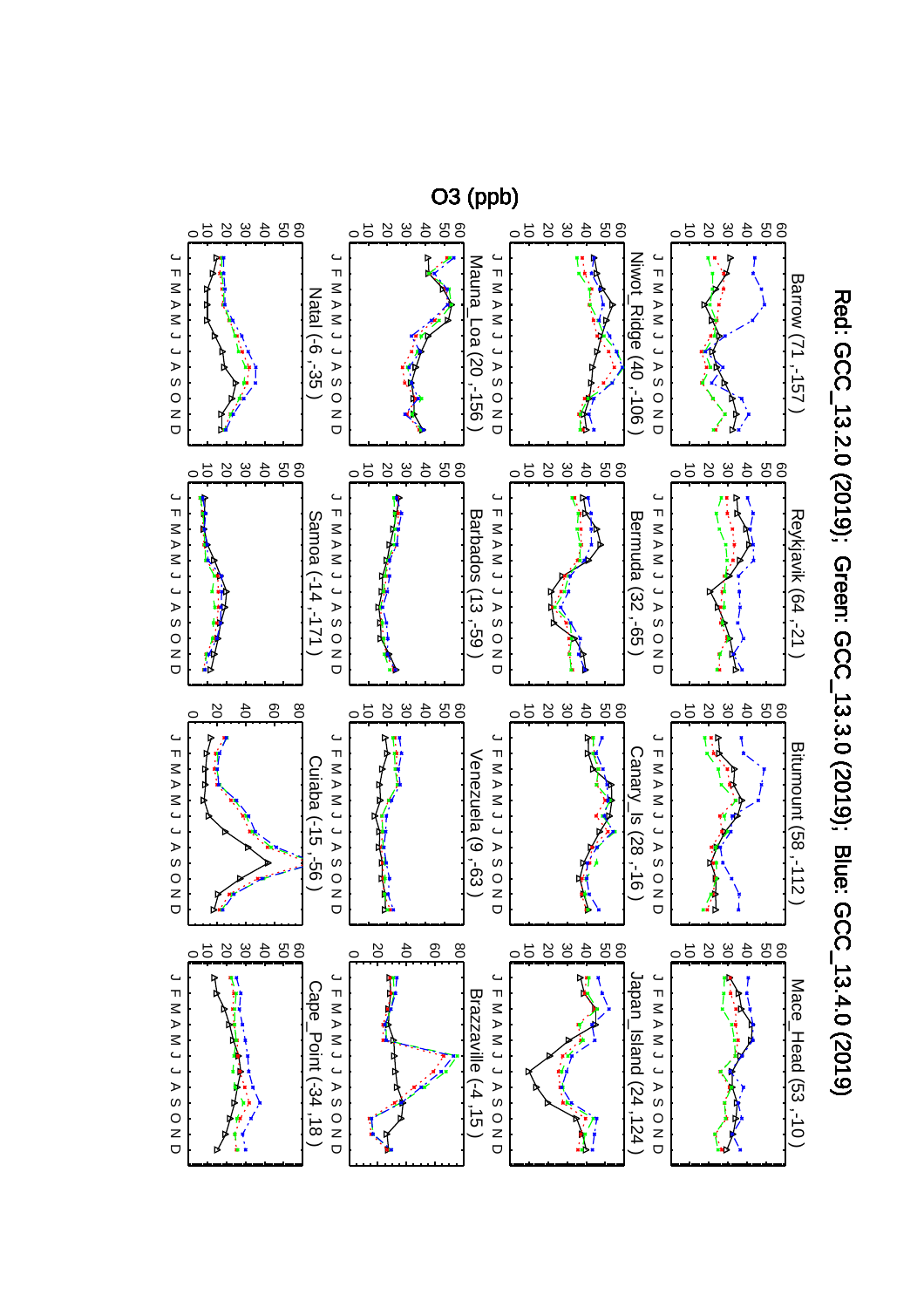# Red: GCC_13.2.0 (2019); Green: GCC_13.3.0 (2019); Blue: GCC_13.4.0 (2019)

O3 (ppb)

Barrow (71 ,-157 )

Reykjavik (64 ,-21 )

Bitumount (58 ,-112 )

Mace_Head (53 ,-10 )

Niwot_Ridge (40 ,-106 )

Bermuda (32 ,-65 )

Canary_Is (28 ,-16 )

Japan_Island (24 ,124 )

Mauna_Loa (20 ,-156 )

Barbados (13 ,-59 )

Venezuela (9 ,-63 )

Brazzaville (-4 ,15 )

Natal (-6 ,-35 )

Samoa (-14 ,-171 )

Cuiaba (-15 ,-56 )

Cape_Point (-34 ,18 )

J F M A M J J A S O N D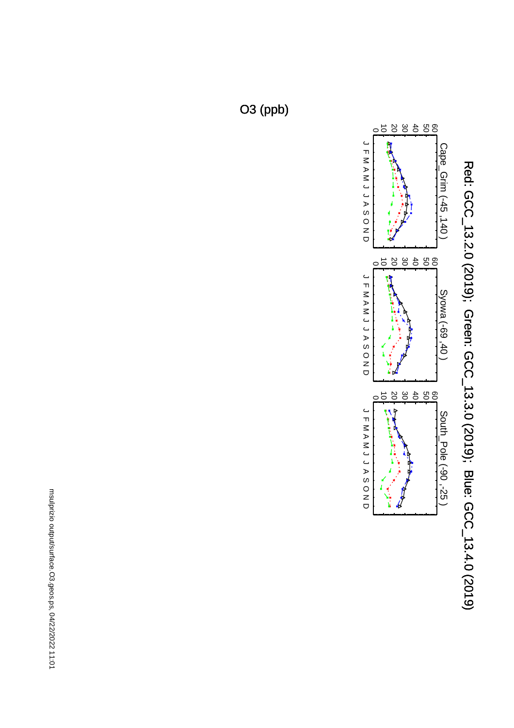Red: GCC_13.2.0 (2019); Green: GCC_13.3.0 (2019); Blue: GCC_13.4.0 (2019)

O3 (ppb)

Cape_Grim (-45 ,140 )

Syowa (-69 ,40 )

South_Pole (-90 ,-25 )

0 10 20 30 40 50 60

J F M A M J J A S O N D

msulprizio output/surface.O3.geos.ps, 04/22/2022 11:01